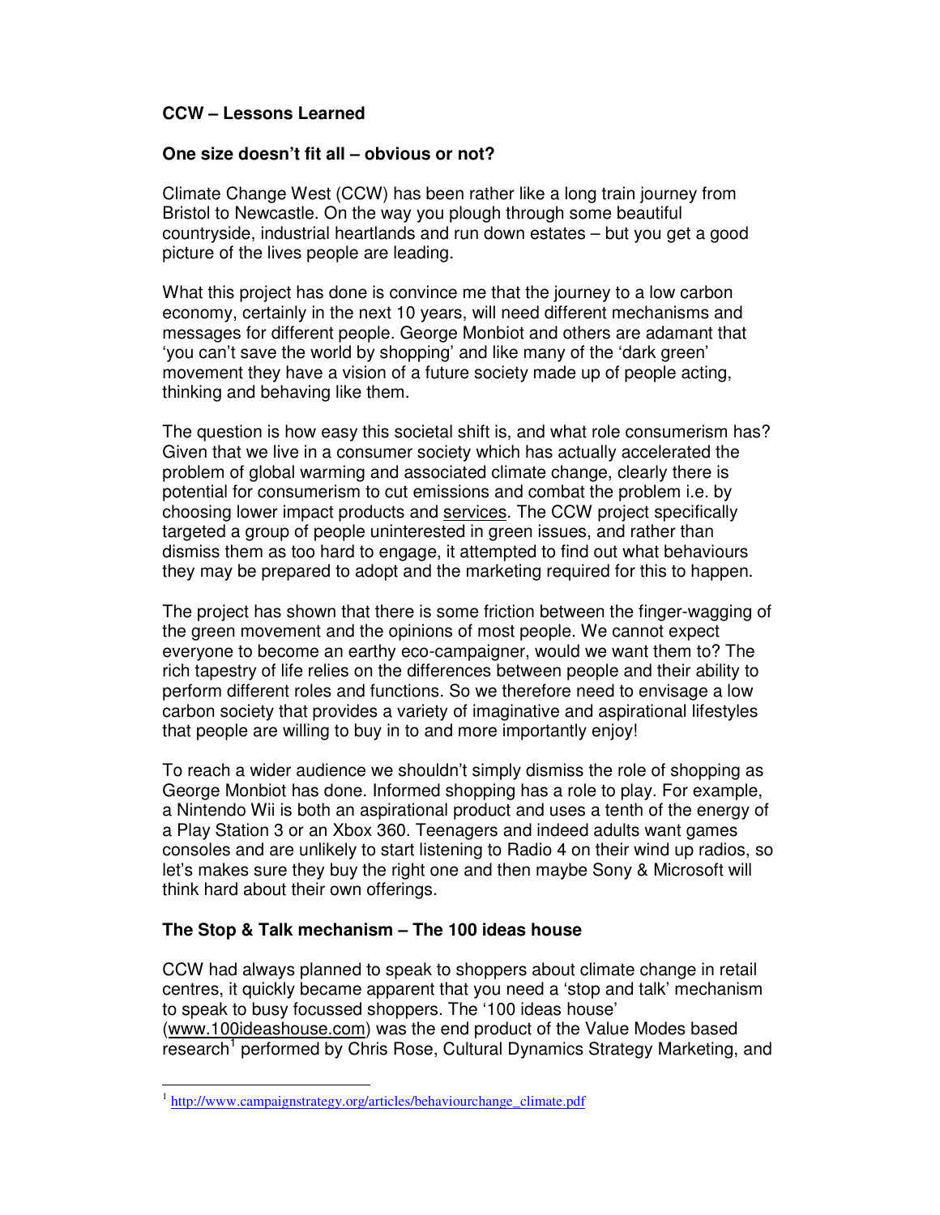# CCW – Lessons Learned

## One size doesn't fit all – obvious or not?

Climate Change West (CCW) has been rather like a long train journey from Bristol to Newcastle. On the way you plough through some beautiful countryside, industrial heartlands and run down estates – but you get a good picture of the lives people are leading.

What this project has done is convince me that the journey to a low carbon economy, certainly in the next 10 years, will need different mechanisms and messages for different people. George Monbiot and others are adamant that 'you can't save the world by shopping' and like many of the 'dark green' movement they have a vision of a future society made up of people acting, thinking and behaving like them.

The question is how easy this societal shift is, and what role consumerism has? Given that we live in a consumer society which has actually accelerated the problem of global warming and associated climate change, clearly there is potential for consumerism to cut emissions and combat the problem i.e. by choosing lower impact products and services. The CCW project specifically targeted a group of people uninterested in green issues, and rather than dismiss them as too hard to engage, it attempted to find out what behaviours they may be prepared to adopt and the marketing required for this to happen.

The project has shown that there is some friction between the finger-wagging of the green movement and the opinions of most people. We cannot expect everyone to become an earthy eco-campaigner, would we want them to? The rich tapestry of life relies on the differences between people and their ability to perform different roles and functions. So we therefore need to envisage a low carbon society that provides a variety of imaginative and aspirational lifestyles that people are willing to buy in to and more importantly enjoy!

To reach a wider audience we shouldn't simply dismiss the role of shopping as George Monbiot has done. Informed shopping has a role to play. For example, a Nintendo Wii is both an aspirational product and uses a tenth of the energy of a Play Station 3 or an Xbox 360. Teenagers and indeed adults want games consoles and are unlikely to start listening to Radio 4 on their wind up radios, so let's makes sure they buy the right one and then maybe Sony & Microsoft will think hard about their own offerings.

## The Stop & Talk mechanism – The 100 ideas house

CCW had always planned to speak to shoppers about climate change in retail centres, it quickly became apparent that you need a 'stop and talk' mechanism to speak to busy focussed shoppers. The '100 ideas house' (www.100ideashouse.com) was the end product of the Value Modes based research[1] performed by Chris Rose, Cultural Dynamics Strategy Marketing, and

[1] http://www.campaignstrategy.org/articles/behaviourchange_climate.pdf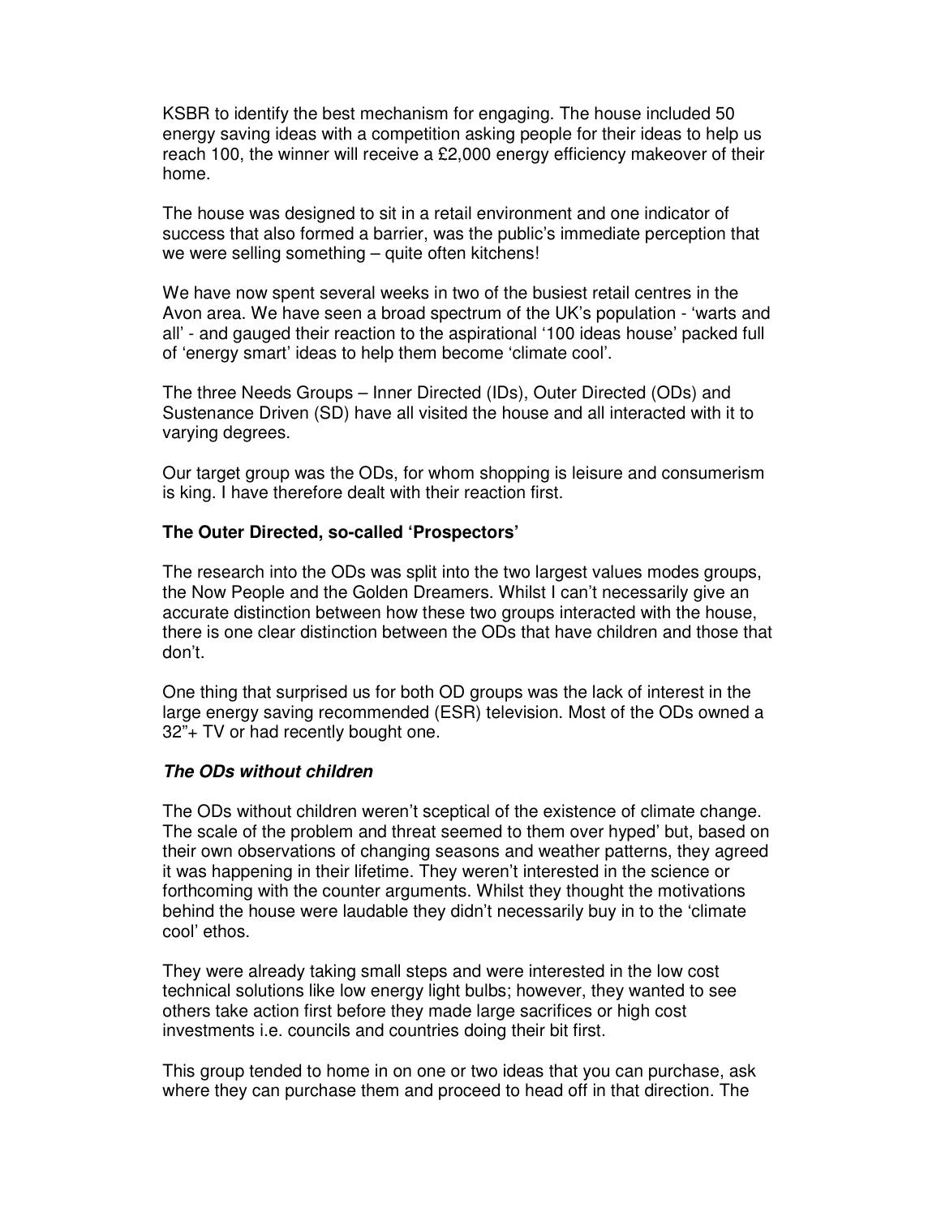KSBR to identify the best mechanism for engaging. The house included 50 energy saving ideas with a competition asking people for their ideas to help us reach 100, the winner will receive a £2,000 energy efficiency makeover of their home.

The house was designed to sit in a retail environment and one indicator of success that also formed a barrier, was the public's immediate perception that we were selling something – quite often kitchens!

We have now spent several weeks in two of the busiest retail centres in the Avon area. We have seen a broad spectrum of the UK's population - 'warts and all' - and gauged their reaction to the aspirational '100 ideas house' packed full of 'energy smart' ideas to help them become 'climate cool'.

The three Needs Groups – Inner Directed (IDs), Outer Directed (ODs) and Sustenance Driven (SD) have all visited the house and all interacted with it to varying degrees.

Our target group was the ODs, for whom shopping is leisure and consumerism is king. I have therefore dealt with their reaction first.

**The Outer Directed, so-called 'Prospectors'**

The research into the ODs was split into the two largest values modes groups, the Now People and the Golden Dreamers. Whilst I can't necessarily give an accurate distinction between how these two groups interacted with the house, there is one clear distinction between the ODs that have children and those that don't.

One thing that surprised us for both OD groups was the lack of interest in the large energy saving recommended (ESR) television. Most of the ODs owned a 32"+ TV or had recently bought one.

***The ODs without children***

The ODs without children weren't sceptical of the existence of climate change. The scale of the problem and threat seemed to them over hyped' but, based on their own observations of changing seasons and weather patterns, they agreed it was happening in their lifetime. They weren't interested in the science or forthcoming with the counter arguments. Whilst they thought the motivations behind the house were laudable they didn't necessarily buy in to the 'climate cool' ethos.

They were already taking small steps and were interested in the low cost technical solutions like low energy light bulbs; however, they wanted to see others take action first before they made large sacrifices or high cost investments i.e. councils and countries doing their bit first.

This group tended to home in on one or two ideas that you can purchase, ask where they can purchase them and proceed to head off in that direction. The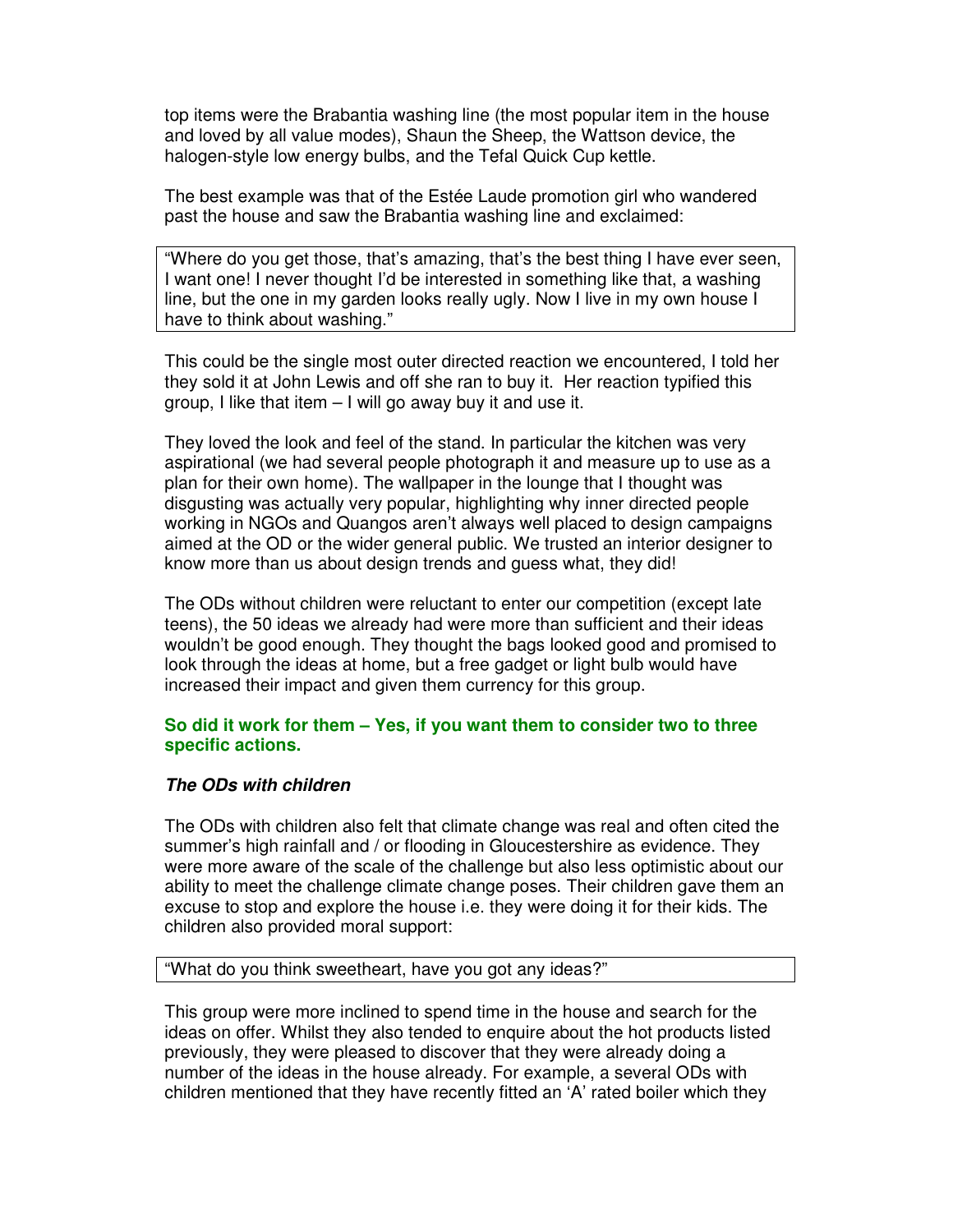top items were the Brabantia washing line (the most popular item in the house and loved by all value modes), Shaun the Sheep, the Wattson device, the halogen-style low energy bulbs, and the Tefal Quick Cup kettle.

The best example was that of the Estée Laude promotion girl who wandered past the house and saw the Brabantia washing line and exclaimed:

> "Where do you get those, that's amazing, that's the best thing I have ever seen, I want one! I never thought I'd be interested in something like that, a washing line, but the one in my garden looks really ugly. Now I live in my own house I have to think about washing."

This could be the single most outer directed reaction we encountered, I told her they sold it at John Lewis and off she ran to buy it. Her reaction typified this group, I like that item – I will go away buy it and use it.

They loved the look and feel of the stand. In particular the kitchen was very aspirational (we had several people photograph it and measure up to use as a plan for their own home). The wallpaper in the lounge that I thought was disgusting was actually very popular, highlighting why inner directed people working in NGOs and Quangos aren't always well placed to design campaigns aimed at the OD or the wider general public. We trusted an interior designer to know more than us about design trends and guess what, they did!

The ODs without children were reluctant to enter our competition (except late teens), the 50 ideas we already had were more than sufficient and their ideas wouldn't be good enough. They thought the bags looked good and promised to look through the ideas at home, but a free gadget or light bulb would have increased their impact and given them currency for this group.

**So did it work for them – Yes, if you want them to consider two to three specific actions.**

***The ODs with children***

The ODs with children also felt that climate change was real and often cited the summer's high rainfall and / or flooding in Gloucestershire as evidence. They were more aware of the scale of the challenge but also less optimistic about our ability to meet the challenge climate change poses. Their children gave them an excuse to stop and explore the house i.e. they were doing it for their kids. The children also provided moral support:

> "What do you think sweetheart, have you got any ideas?"

This group were more inclined to spend time in the house and search for the ideas on offer. Whilst they also tended to enquire about the hot products listed previously, they were pleased to discover that they were already doing a number of the ideas in the house already. For example, a several ODs with children mentioned that they have recently fitted an 'A' rated boiler which they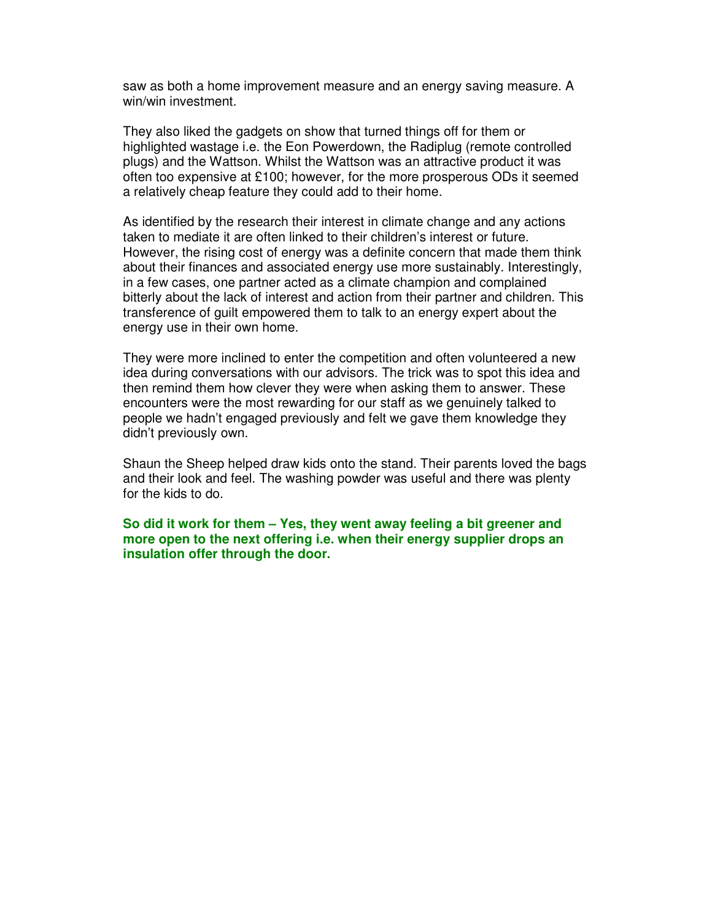saw as both a home improvement measure and an energy saving measure. A win/win investment.

They also liked the gadgets on show that turned things off for them or highlighted wastage i.e. the Eon Powerdown, the Radiplug (remote controlled plugs) and the Wattson. Whilst the Wattson was an attractive product it was often too expensive at £100; however, for the more prosperous ODs it seemed a relatively cheap feature they could add to their home.

As identified by the research their interest in climate change and any actions taken to mediate it are often linked to their children's interest or future. However, the rising cost of energy was a definite concern that made them think about their finances and associated energy use more sustainably. Interestingly, in a few cases, one partner acted as a climate champion and complained bitterly about the lack of interest and action from their partner and children. This transference of guilt empowered them to talk to an energy expert about the energy use in their own home.

They were more inclined to enter the competition and often volunteered a new idea during conversations with our advisors. The trick was to spot this idea and then remind them how clever they were when asking them to answer. These encounters were the most rewarding for our staff as we genuinely talked to people we hadn't engaged previously and felt we gave them knowledge they didn't previously own.

Shaun the Sheep helped draw kids onto the stand. Their parents loved the bags and their look and feel. The washing powder was useful and there was plenty for the kids to do.

**So did it work for them – Yes, they went away feeling a bit greener and more open to the next offering i.e. when their energy supplier drops an insulation offer through the door.**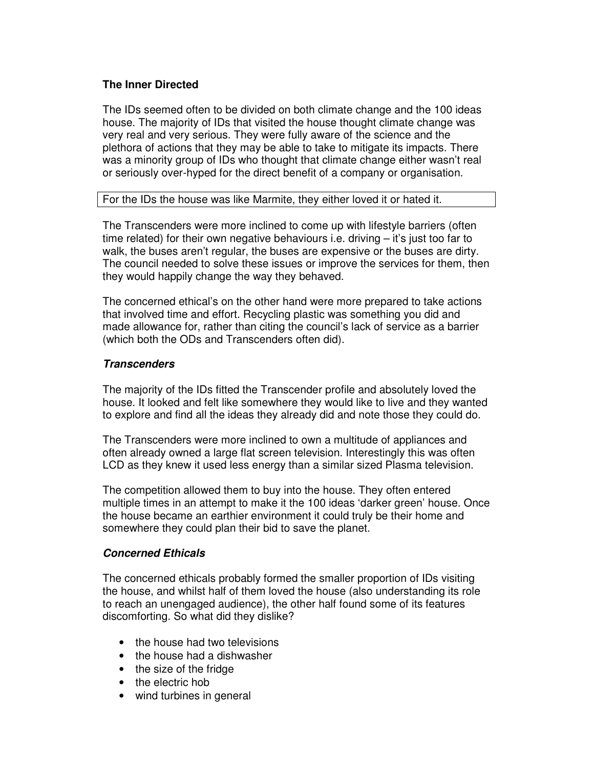**The Inner Directed**

The IDs seemed often to be divided on both climate change and the 100 ideas house. The majority of IDs that visited the house thought climate change was very real and very serious. They were fully aware of the science and the plethora of actions that they may be able to take to mitigate its impacts. There was a minority group of IDs who thought that climate change either wasn't real or seriously over-hyped for the direct benefit of a company or organisation.

> For the IDs the house was like Marmite, they either loved it or hated it.

The Transcenders were more inclined to come up with lifestyle barriers (often time related) for their own negative behaviours i.e. driving – it's just too far to walk, the buses aren't regular, the buses are expensive or the buses are dirty. The council needed to solve these issues or improve the services for them, then they would happily change the way they behaved.

The concerned ethical's on the other hand were more prepared to take actions that involved time and effort. Recycling plastic was something you did and made allowance for, rather than citing the council's lack of service as a barrier (which both the ODs and Transcenders often did).

***Transcenders***

The majority of the IDs fitted the Transcender profile and absolutely loved the house. It looked and felt like somewhere they would like to live and they wanted to explore and find all the ideas they already did and note those they could do.

The Transcenders were more inclined to own a multitude of appliances and often already owned a large flat screen television. Interestingly this was often LCD as they knew it used less energy than a similar sized Plasma television.

The competition allowed them to buy into the house. They often entered multiple times in an attempt to make it the 100 ideas 'darker green' house. Once the house became an earthier environment it could truly be their home and somewhere they could plan their bid to save the planet.

***Concerned Ethicals***

The concerned ethicals probably formed the smaller proportion of IDs visiting the house, and whilst half of them loved the house (also understanding its role to reach an unengaged audience), the other half found some of its features discomforting. So what did they dislike?

- the house had two televisions
- the house had a dishwasher
- the size of the fridge
- the electric hob
- wind turbines in general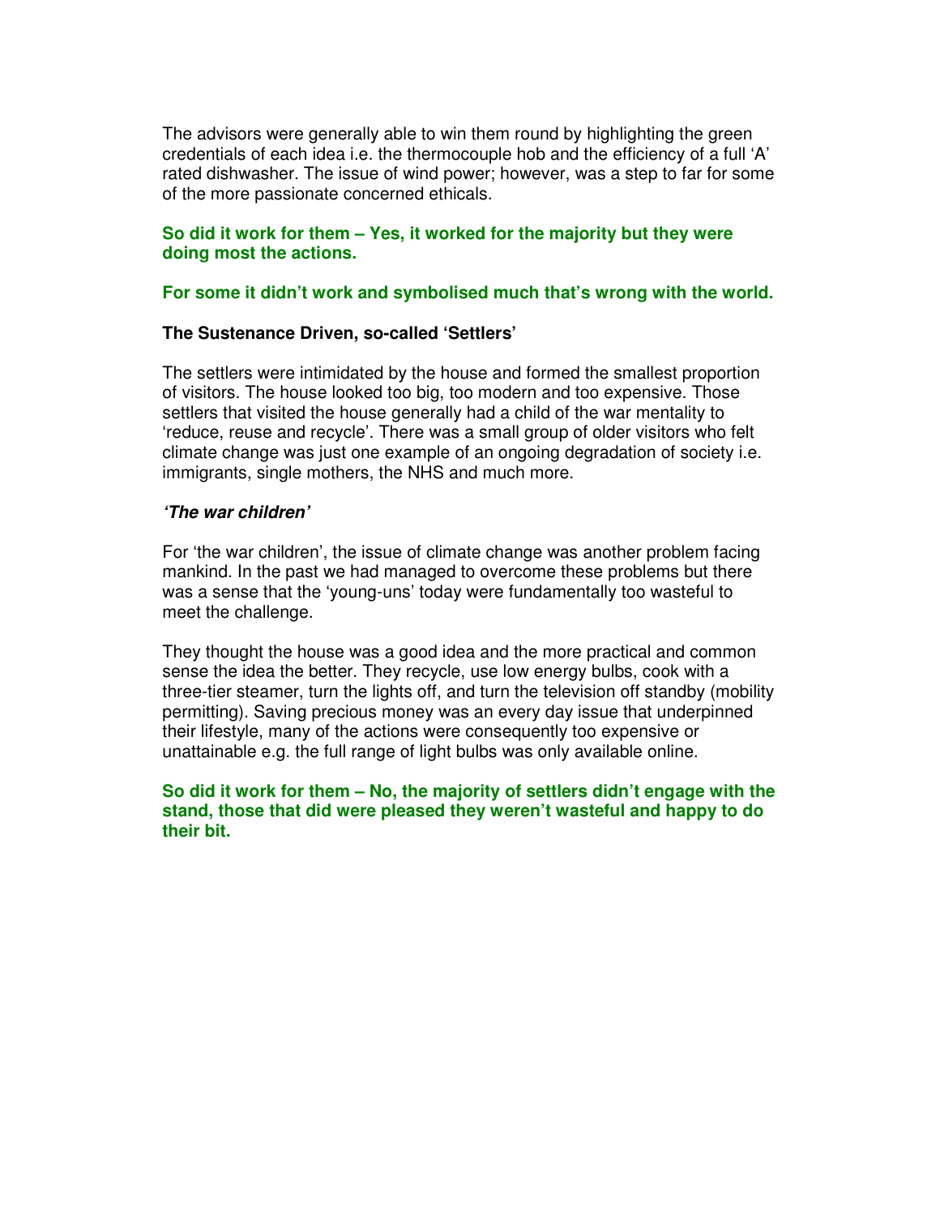The advisors were generally able to win them round by highlighting the green credentials of each idea i.e. the thermocouple hob and the efficiency of a full 'A' rated dishwasher. The issue of wind power; however, was a step to far for some of the more passionate concerned ethicals.

**So did it work for them – Yes, it worked for the majority but they were doing most the actions.**

**For some it didn't work and symbolised much that's wrong with the world.**

**The Sustenance Driven, so-called 'Settlers'**

The settlers were intimidated by the house and formed the smallest proportion of visitors. The house looked too big, too modern and too expensive. Those settlers that visited the house generally had a child of the war mentality to 'reduce, reuse and recycle'. There was a small group of older visitors who felt climate change was just one example of an ongoing degradation of society i.e. immigrants, single mothers, the NHS and much more.

***'The war children'***

For 'the war children', the issue of climate change was another problem facing mankind. In the past we had managed to overcome these problems but there was a sense that the 'young-uns' today were fundamentally too wasteful to meet the challenge.

They thought the house was a good idea and the more practical and common sense the idea the better. They recycle, use low energy bulbs, cook with a three-tier steamer, turn the lights off, and turn the television off standby (mobility permitting). Saving precious money was an every day issue that underpinned their lifestyle, many of the actions were consequently too expensive or unattainable e.g. the full range of light bulbs was only available online.

**So did it work for them – No, the majority of settlers didn't engage with the stand, those that did were pleased they weren't wasteful and happy to do their bit.**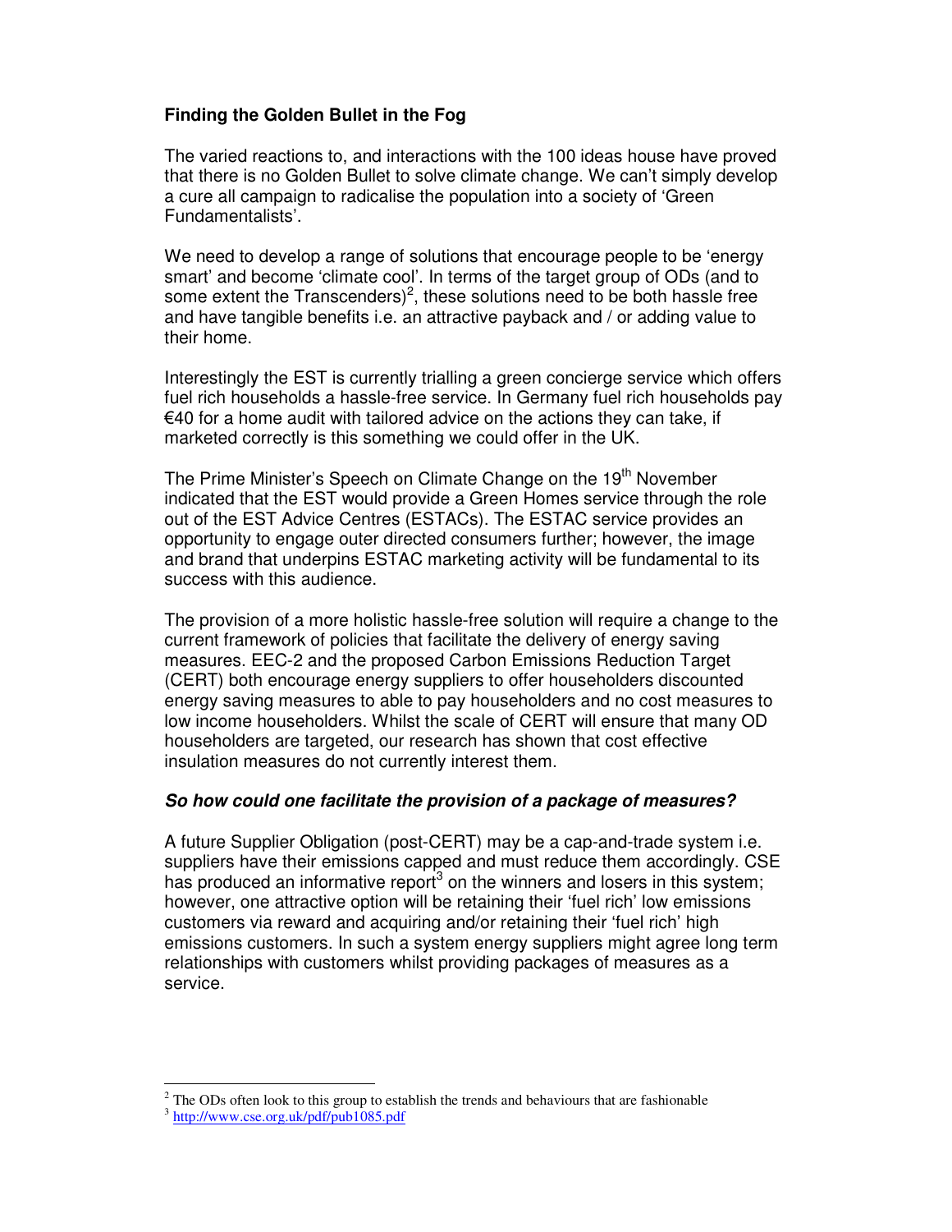**Finding the Golden Bullet in the Fog**

The varied reactions to, and interactions with the 100 ideas house have proved that there is no Golden Bullet to solve climate change. We can't simply develop a cure all campaign to radicalise the population into a society of 'Green Fundamentalists'.

We need to develop a range of solutions that encourage people to be 'energy smart' and become 'climate cool'. In terms of the target group of ODs (and to some extent the Transcenders)[2], these solutions need to be both hassle free and have tangible benefits i.e. an attractive payback and / or adding value to their home.

Interestingly the EST is currently trialling a green concierge service which offers fuel rich households a hassle-free service. In Germany fuel rich households pay €40 for a home audit with tailored advice on the actions they can take, if marketed correctly is this something we could offer in the UK.

The Prime Minister's Speech on Climate Change on the 19th November indicated that the EST would provide a Green Homes service through the role out of the EST Advice Centres (ESTACs). The ESTAC service provides an opportunity to engage outer directed consumers further; however, the image and brand that underpins ESTAC marketing activity will be fundamental to its success with this audience.

The provision of a more holistic hassle-free solution will require a change to the current framework of policies that facilitate the delivery of energy saving measures. EEC-2 and the proposed Carbon Emissions Reduction Target (CERT) both encourage energy suppliers to offer householders discounted energy saving measures to able to pay householders and no cost measures to low income householders. Whilst the scale of CERT will ensure that many OD householders are targeted, our research has shown that cost effective insulation measures do not currently interest them.

***So how could one facilitate the provision of a package of measures?***

A future Supplier Obligation (post-CERT) may be a cap-and-trade system i.e. suppliers have their emissions capped and must reduce them accordingly. CSE has produced an informative report[3] on the winners and losers in this system; however, one attractive option will be retaining their 'fuel rich' low emissions customers via reward and acquiring and/or retaining their 'fuel rich' high emissions customers. In such a system energy suppliers might agree long term relationships with customers whilst providing packages of measures as a service.

---

[2] The ODs often look to this group to establish the trends and behaviours that are fashionable

[3] http://www.cse.org.uk/pdf/pub1085.pdf